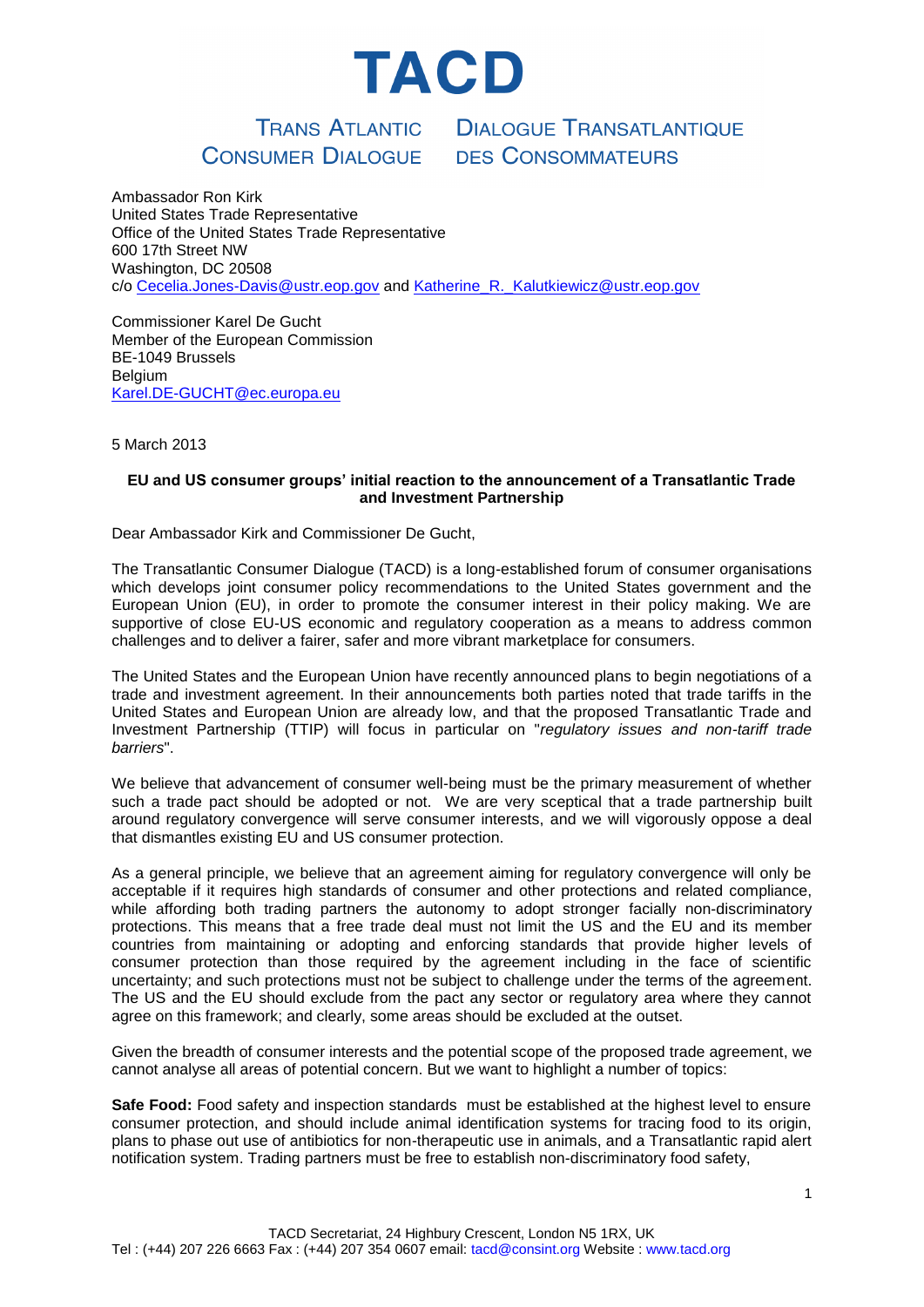# TACD

TRANS ATLANTIC CONSUMER DIALOGUE — DIALOGUE TRANSATLANTIQUE DES CONSOMMATEURS

Ambassador Ron Kirk
United States Trade Representative
Office of the United States Trade Representative
600 17th Street NW
Washington, DC 20508
c/o Cecelia.Jones-Davis@ustr.eop.gov and Katherine_R._Kalutkiewicz@ustr.eop.gov

Commissioner Karel De Gucht
Member of the European Commission
BE-1049 Brussels
Belgium
Karel.DE-GUCHT@ec.europa.eu

5 March 2013

**EU and US consumer groups' initial reaction to the announcement of a Transatlantic Trade and Investment Partnership**

Dear Ambassador Kirk and Commissioner De Gucht,

The Transatlantic Consumer Dialogue (TACD) is a long-established forum of consumer organisations which develops joint consumer policy recommendations to the United States government and the European Union (EU), in order to promote the consumer interest in their policy making. We are supportive of close EU-US economic and regulatory cooperation as a means to address common challenges and to deliver a fairer, safer and more vibrant marketplace for consumers.

The United States and the European Union have recently announced plans to begin negotiations of a trade and investment agreement. In their announcements both parties noted that trade tariffs in the United States and European Union are already low, and that the proposed Transatlantic Trade and Investment Partnership (TTIP) will focus in particular on "*regulatory issues and non-tariff trade barriers*".

We believe that advancement of consumer well-being must be the primary measurement of whether such a trade pact should be adopted or not. We are very sceptical that a trade partnership built around regulatory convergence will serve consumer interests, and we will vigorously oppose a deal that dismantles existing EU and US consumer protection.

As a general principle, we believe that an agreement aiming for regulatory convergence will only be acceptable if it requires high standards of consumer and other protections and related compliance, while affording both trading partners the autonomy to adopt stronger facially non-discriminatory protections. This means that a free trade deal must not limit the US and the EU and its member countries from maintaining or adopting and enforcing standards that provide higher levels of consumer protection than those required by the agreement including in the face of scientific uncertainty; and such protections must not be subject to challenge under the terms of the agreement. The US and the EU should exclude from the pact any sector or regulatory area where they cannot agree on this framework; and clearly, some areas should be excluded at the outset.

Given the breadth of consumer interests and the potential scope of the proposed trade agreement, we cannot analyse all areas of potential concern. But we want to highlight a number of topics:

**Safe Food:** Food safety and inspection standards must be established at the highest level to ensure consumer protection, and should include animal identification systems for tracing food to its origin, plans to phase out use of antibiotics for non-therapeutic use in animals, and a Transatlantic rapid alert notification system. Trading partners must be free to establish non-discriminatory food safety,

TACD Secretariat, 24 Highbury Crescent, London N5 1RX, UK
Tel : (+44) 207 226 6663 Fax : (+44) 207 354 0607 email: tacd@consint.org Website : www.tacd.org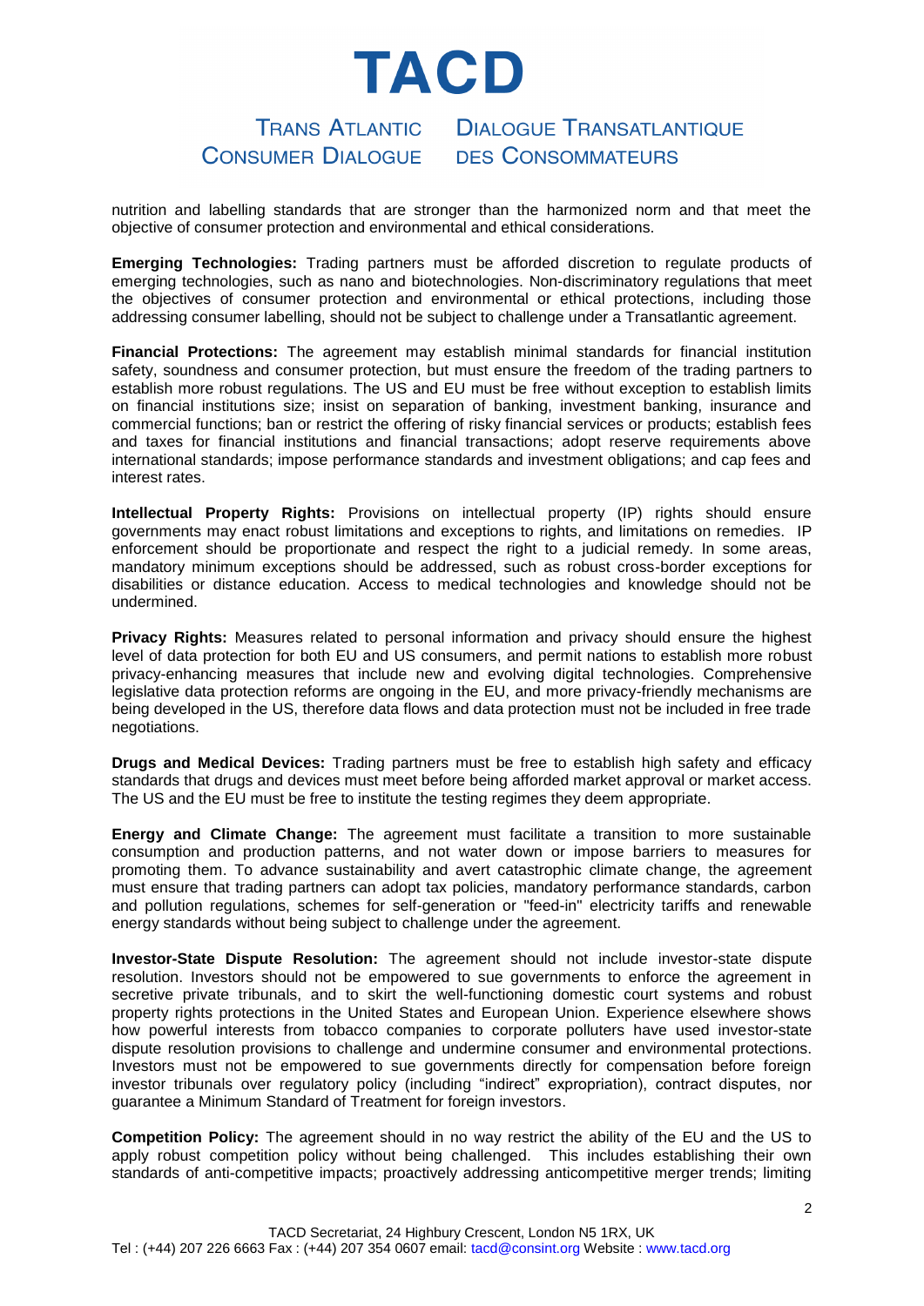nutrition and labelling standards that are stronger than the harmonized norm and that meet the objective of consumer protection and environmental and ethical considerations.

**Emerging Technologies:** Trading partners must be afforded discretion to regulate products of emerging technologies, such as nano and biotechnologies. Non-discriminatory regulations that meet the objectives of consumer protection and environmental or ethical protections, including those addressing consumer labelling, should not be subject to challenge under a Transatlantic agreement.

**Financial Protections:** The agreement may establish minimal standards for financial institution safety, soundness and consumer protection, but must ensure the freedom of the trading partners to establish more robust regulations. The US and EU must be free without exception to establish limits on financial institutions size; insist on separation of banking, investment banking, insurance and commercial functions; ban or restrict the offering of risky financial services or products; establish fees and taxes for financial institutions and financial transactions; adopt reserve requirements above international standards; impose performance standards and investment obligations; and cap fees and interest rates.

**Intellectual Property Rights:** Provisions on intellectual property (IP) rights should ensure governments may enact robust limitations and exceptions to rights, and limitations on remedies. IP enforcement should be proportionate and respect the right to a judicial remedy. In some areas, mandatory minimum exceptions should be addressed, such as robust cross-border exceptions for disabilities or distance education. Access to medical technologies and knowledge should not be undermined.

**Privacy Rights:** Measures related to personal information and privacy should ensure the highest level of data protection for both EU and US consumers, and permit nations to establish more robust privacy-enhancing measures that include new and evolving digital technologies. Comprehensive legislative data protection reforms are ongoing in the EU, and more privacy-friendly mechanisms are being developed in the US, therefore data flows and data protection must not be included in free trade negotiations.

**Drugs and Medical Devices:** Trading partners must be free to establish high safety and efficacy standards that drugs and devices must meet before being afforded market approval or market access. The US and the EU must be free to institute the testing regimes they deem appropriate.

**Energy and Climate Change:** The agreement must facilitate a transition to more sustainable consumption and production patterns, and not water down or impose barriers to measures for promoting them. To advance sustainability and avert catastrophic climate change, the agreement must ensure that trading partners can adopt tax policies, mandatory performance standards, carbon and pollution regulations, schemes for self-generation or "feed-in" electricity tariffs and renewable energy standards without being subject to challenge under the agreement.

**Investor-State Dispute Resolution:** The agreement should not include investor-state dispute resolution. Investors should not be empowered to sue governments to enforce the agreement in secretive private tribunals, and to skirt the well-functioning domestic court systems and robust property rights protections in the United States and European Union. Experience elsewhere shows how powerful interests from tobacco companies to corporate polluters have used investor-state dispute resolution provisions to challenge and undermine consumer and environmental protections. Investors must not be empowered to sue governments directly for compensation before foreign investor tribunals over regulatory policy (including "indirect" expropriation), contract disputes, nor guarantee a Minimum Standard of Treatment for foreign investors.

**Competition Policy:** The agreement should in no way restrict the ability of the EU and the US to apply robust competition policy without being challenged. This includes establishing their own standards of anti-competitive impacts; proactively addressing anticompetitive merger trends; limiting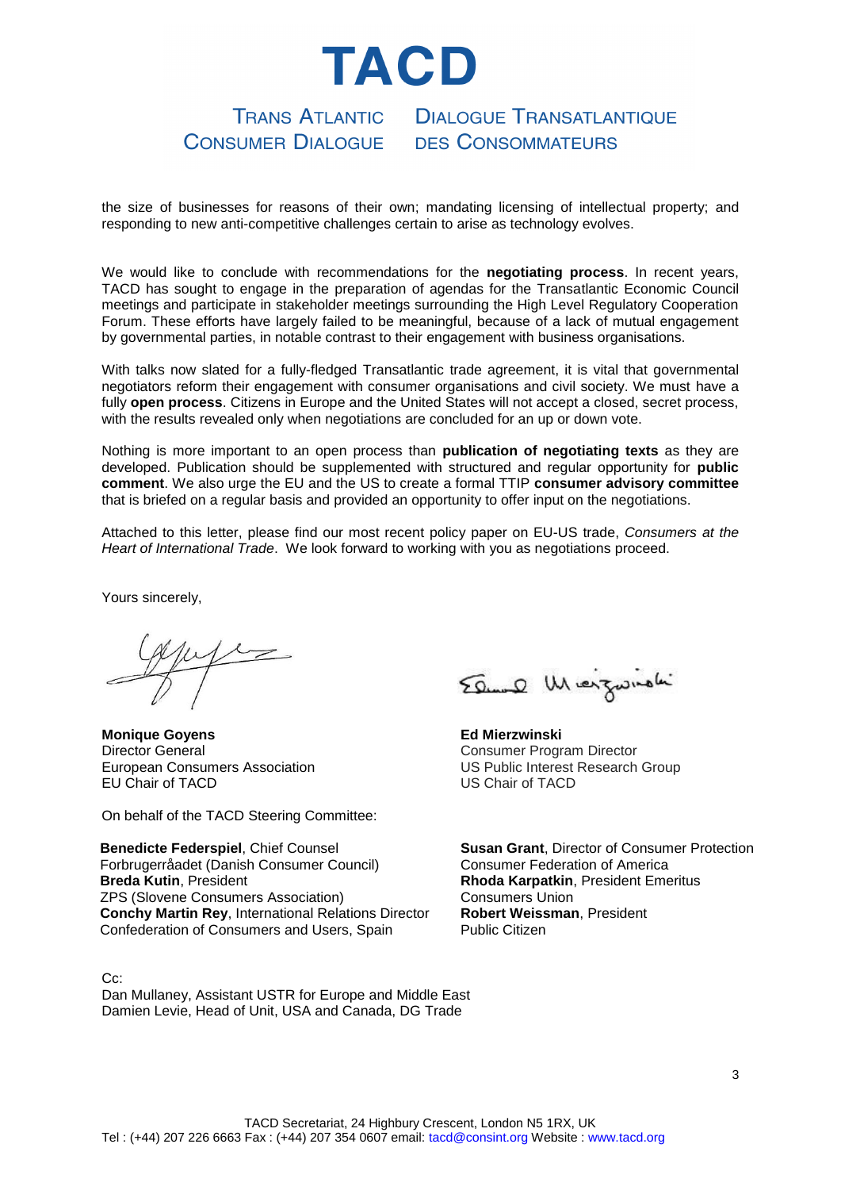the size of businesses for reasons of their own; mandating licensing of intellectual property; and responding to new anti-competitive challenges certain to arise as technology evolves.

We would like to conclude with recommendations for the **negotiating process**. In recent years, TACD has sought to engage in the preparation of agendas for the Transatlantic Economic Council meetings and participate in stakeholder meetings surrounding the High Level Regulatory Cooperation Forum. These efforts have largely failed to be meaningful, because of a lack of mutual engagement by governmental parties, in notable contrast to their engagement with business organisations.

With talks now slated for a fully-fledged Transatlantic trade agreement, it is vital that governmental negotiators reform their engagement with consumer organisations and civil society. We must have a fully **open process**. Citizens in Europe and the United States will not accept a closed, secret process, with the results revealed only when negotiations are concluded for an up or down vote.

Nothing is more important to an open process than **publication of negotiating texts** as they are developed. Publication should be supplemented with structured and regular opportunity for **public comment**. We also urge the EU and the US to create a formal TTIP **consumer advisory committee** that is briefed on a regular basis and provided an opportunity to offer input on the negotiations.

Attached to this letter, please find our most recent policy paper on EU-US trade, *Consumers at the Heart of International Trade*. We look forward to working with you as negotiations proceed.

Yours sincerely,

**Monique Goyens**
Director General
European Consumers Association
EU Chair of TACD

**Ed Mierzwinski**
Consumer Program Director
US Public Interest Research Group
US Chair of TACD

On behalf of the TACD Steering Committee:

**Benedicte Federspiel**, Chief Counsel
Forbrugerråadet (Danish Consumer Council)
**Breda Kutin**, President
ZPS (Slovene Consumers Association)
**Conchy Martin Rey**, International Relations Director
Confederation of Consumers and Users, Spain

**Susan Grant**, Director of Consumer Protection
Consumer Federation of America
**Rhoda Karpatkin**, President Emeritus
Consumers Union
**Robert Weissman**, President
Public Citizen

Cc:
Dan Mullaney, Assistant USTR for Europe and Middle East
Damien Levie, Head of Unit, USA and Canada, DG Trade